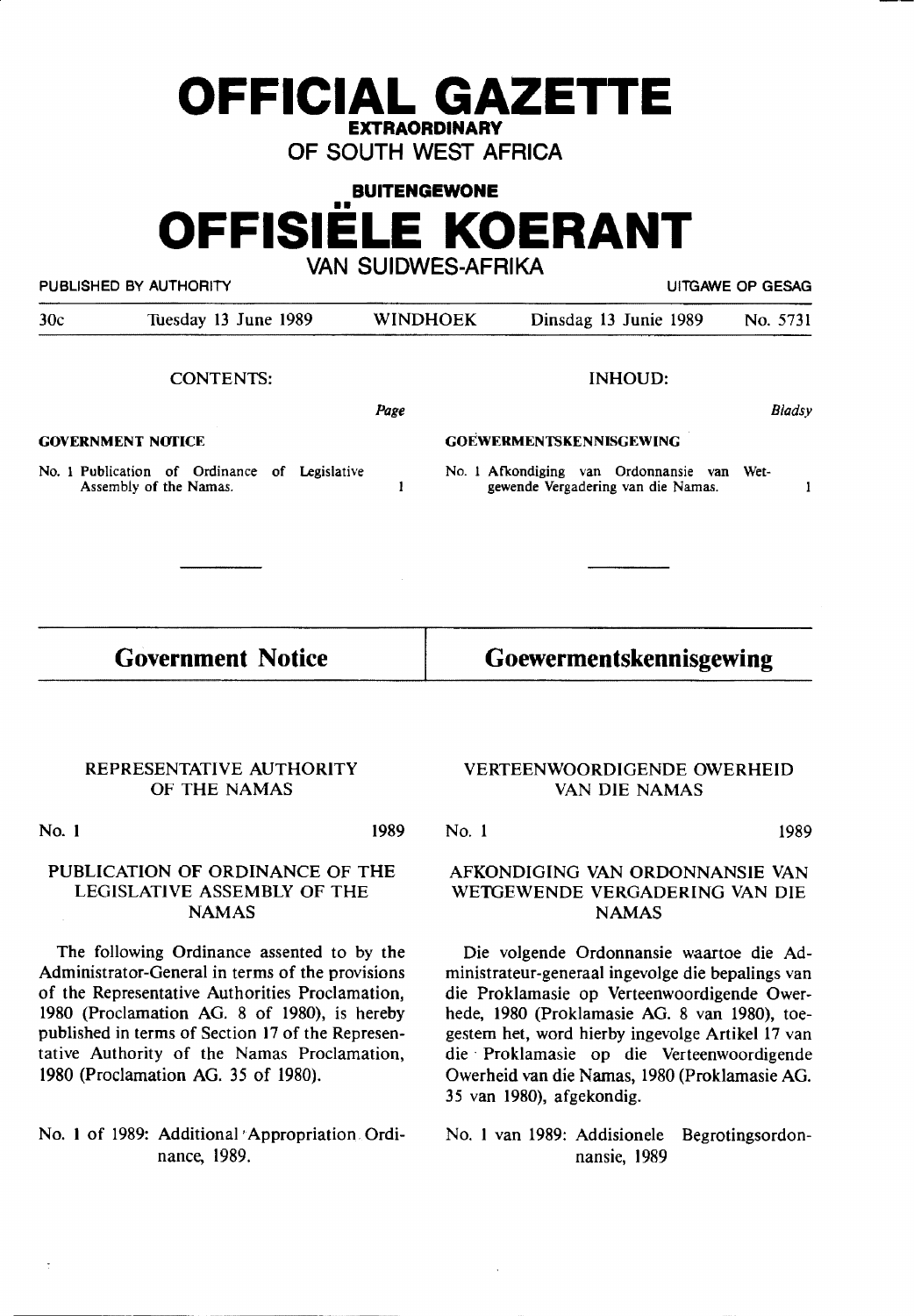# OFFICIAL GAZETTE

**EXTRAORDINARY**

**OF SOUTH WEST AFRICA**

**BUITENGEWONE**

# OFFISIËLE KOERANT

**VAN SUIDWES-AFRIKA**

PUBLISHED BY AUTHORITY — UITGAWE OP GESAG

| 30c | Tuesday 13 June 1989 | WINDHOEK | Dinsdag 13 Junie 1989 | No. 5731 |
|---|---|---|---|---|

| CONTENTS: | Page | INHOUD: | Bladsy |
|---|---|---|---|
| **GOVERNMENT NOTICE** | | **GOEWERMENTSKENNISGEWING** | |
| No. 1 Publication of Ordinance of Legislative Assembly of the Namas. | 1 | No. 1 Afkondiging van Ordonnansie van Wetgewende Vergadering van die Namas. | 1 |

## Government Notice

### REPRESENTATIVE AUTHORITY OF THE NAMAS

No. 1 1989

### PUBLICATION OF ORDINANCE OF THE LEGISLATIVE ASSEMBLY OF THE NAMAS

The following Ordinance assented to by the Administrator-General in terms of the provisions of the Representative Authorities Proclamation, 1980 (Proclamation AG. 8 of 1980), is hereby published in terms of Section 17 of the Representative Authority of the Namas Proclamation, 1980 (Proclamation AG. 35 of 1980).

No. 1 of 1989: Additional Appropriation Ordinance, 1989.

## Goewermentskennisgewing

### VERTEENWOORDIGENDE OWERHEID VAN DIE NAMAS

No. 1 1989

### AFKONDIGING VAN ORDONNANSIE VAN WETGEWENDE VERGADERING VAN DIE NAMAS

Die volgende Ordonnansie waartoe die Administrateur-generaal ingevolge die bepalings van die Proklamasie op Verteenwoordigende Owerhede, 1980 (Proklamasie AG. 8 van 1980), toegestem het, word hierby ingevolge Artikel 17 van die Proklamasie op die Verteenwoordigende Owerheid van die Namas, 1980 (Proklamasie AG. 35 van 1980), afgekondig.

No. 1 van 1989: Addisionele Begrotingsordonnansie, 1989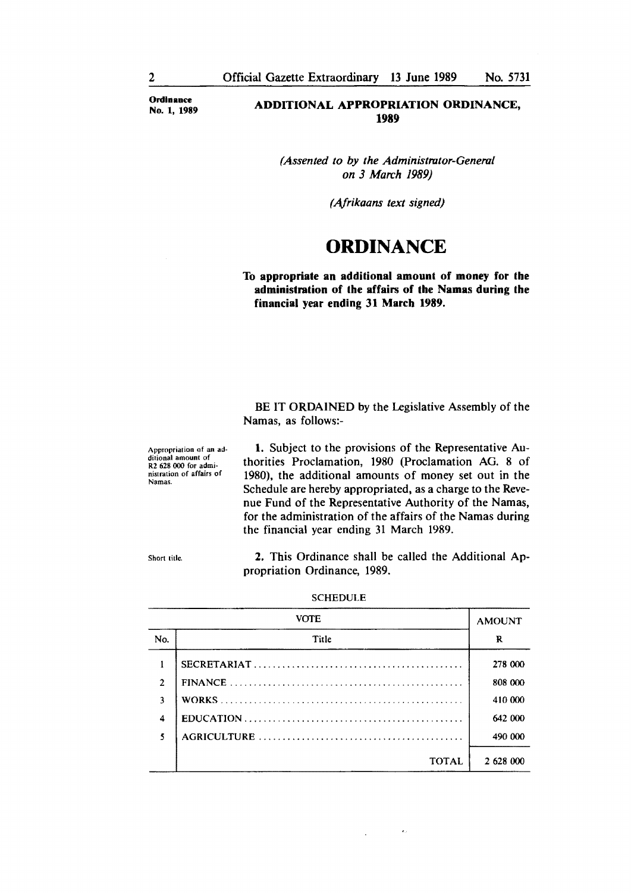**Ordinance No. 1, 1989**

## ADDITIONAL APPROPRIATION ORDINANCE, 1989

*(Assented to by the Administrator-General on 3 March 1989)*

*(Afrikaans text signed)*

# ORDINANCE

**To appropriate an additional amount of money for the administration of the affairs of the Namas during the financial year ending 31 March 1989.**

BE IT ORDAINED by the Legislative Assembly of the Namas, as follows:-

Appropriation of an additional amount of R2 628 000 for administration of affairs of Namas.

**1.** Subject to the provisions of the Representative Authorities Proclamation, 1980 (Proclamation AG. 8 of 1980), the additional amounts of money set out in the Schedule are hereby appropriated, as a charge to the Revenue Fund of the Representative Authority of the Namas, for the administration of the affairs of the Namas during the financial year ending 31 March 1989.

Short title.

**2.** This Ordinance shall be called the Additional Appropriation Ordinance, 1989.

SCHEDULE

| VOTE | | AMOUNT |
|---|---|---|
| No. | Title | R |
| 1 | SECRETARIAT | 278 000 |
| 2 | FINANCE | 808 000 |
| 3 | WORKS | 410 000 |
| 4 | EDUCATION | 642 000 |
| 5 | AGRICULTURE | 490 000 |
| | TOTAL | 2 628 000 |